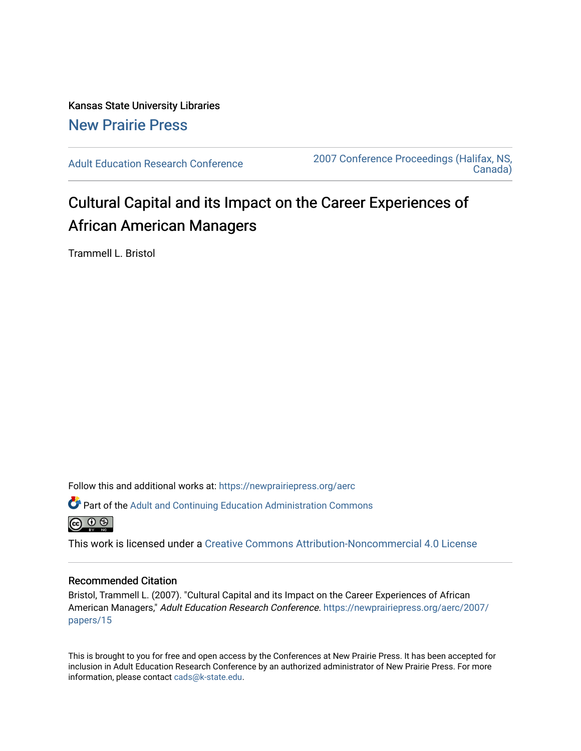Kansas State University Libraries

**New Prairie Press**

Adult Education Research Conference | 2007 Conference Proceedings (Halifax, NS, Canada)

# Cultural Capital and its Impact on the Career Experiences of African American Managers

Trammell L. Bristol

Follow this and additional works at: https://newprairiepress.org/aerc

Part of the Adult and Continuing Education Administration Commons

This work is licensed under a Creative Commons Attribution-Noncommercial 4.0 License

## Recommended Citation

Bristol, Trammell L. (2007). "Cultural Capital and its Impact on the Career Experiences of African American Managers," *Adult Education Research Conference*. https://newprairiepress.org/aerc/2007/papers/15

This is brought to you for free and open access by the Conferences at New Prairie Press. It has been accepted for inclusion in Adult Education Research Conference by an authorized administrator of New Prairie Press. For more information, please contact cads@k-state.edu.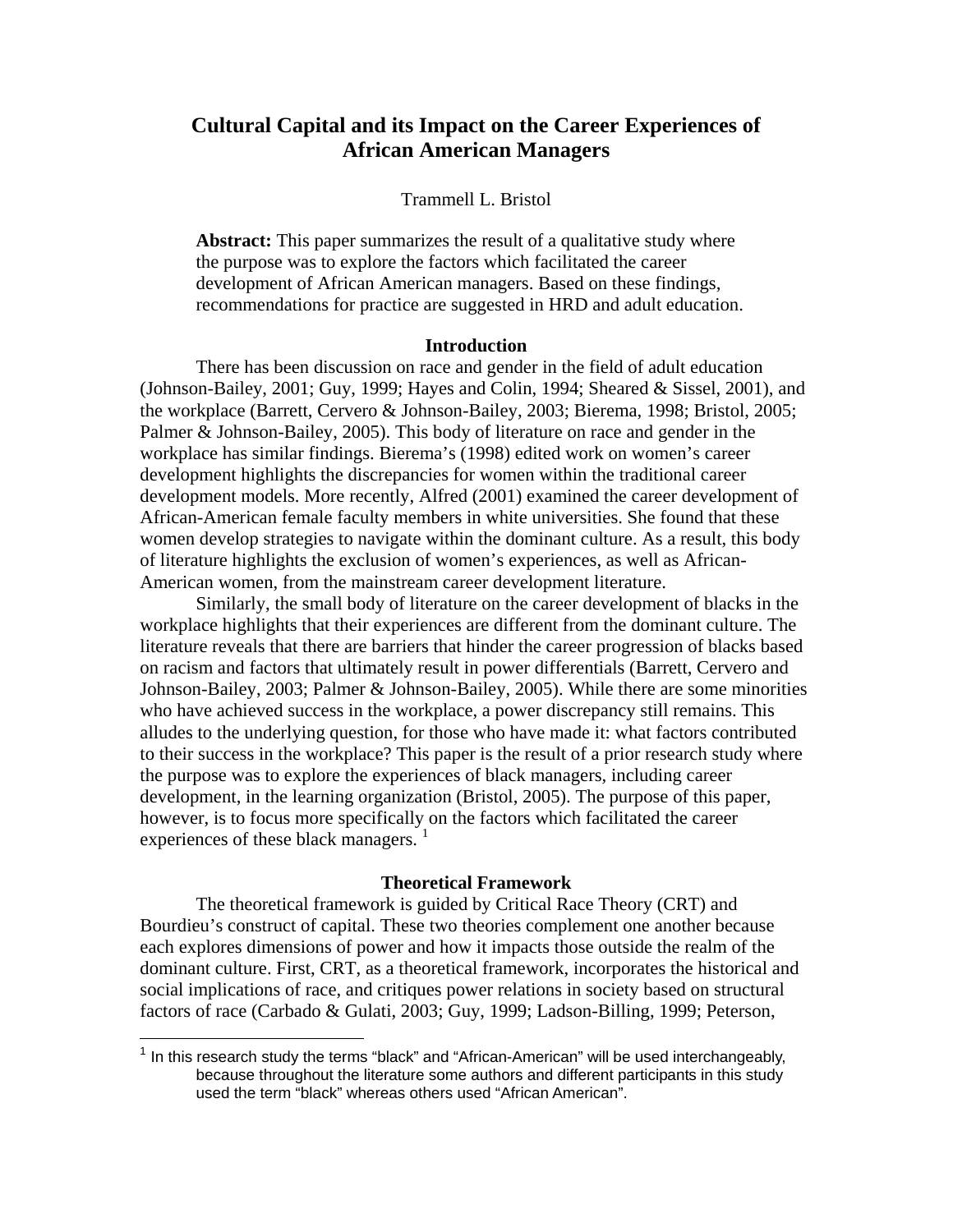# Cultural Capital and its Impact on the Career Experiences of African American Managers

Trammell L. Bristol

**Abstract:** This paper summarizes the result of a qualitative study where the purpose was to explore the factors which facilitated the career development of African American managers. Based on these findings, recommendations for practice are suggested in HRD and adult education.

## Introduction

There has been discussion on race and gender in the field of adult education (Johnson-Bailey, 2001; Guy, 1999; Hayes and Colin, 1994; Sheared & Sissel, 2001), and the workplace (Barrett, Cervero & Johnson-Bailey, 2003; Bierema, 1998; Bristol, 2005; Palmer & Johnson-Bailey, 2005). This body of literature on race and gender in the workplace has similar findings. Bierema's (1998) edited work on women's career development highlights the discrepancies for women within the traditional career development models. More recently, Alfred (2001) examined the career development of African-American female faculty members in white universities. She found that these women develop strategies to navigate within the dominant culture. As a result, this body of literature highlights the exclusion of women's experiences, as well as African-American women, from the mainstream career development literature.

Similarly, the small body of literature on the career development of blacks in the workplace highlights that their experiences are different from the dominant culture. The literature reveals that there are barriers that hinder the career progression of blacks based on racism and factors that ultimately result in power differentials (Barrett, Cervero and Johnson-Bailey, 2003; Palmer & Johnson-Bailey, 2005). While there are some minorities who have achieved success in the workplace, a power discrepancy still remains. This alludes to the underlying question, for those who have made it: what factors contributed to their success in the workplace? This paper is the result of a prior research study where the purpose was to explore the experiences of black managers, including career development, in the learning organization (Bristol, 2005). The purpose of this paper, however, is to focus more specifically on the factors which facilitated the career experiences of these black managers. [1]

## Theoretical Framework

The theoretical framework is guided by Critical Race Theory (CRT) and Bourdieu's construct of capital. These two theories complement one another because each explores dimensions of power and how it impacts those outside the realm of the dominant culture. First, CRT, as a theoretical framework, incorporates the historical and social implications of race, and critiques power relations in society based on structural factors of race (Carbado & Gulati, 2003; Guy, 1999; Ladson-Billing, 1999; Peterson,

[1] In this research study the terms "black" and "African-American" will be used interchangeably, because throughout the literature some authors and different participants in this study used the term "black" whereas others used "African American".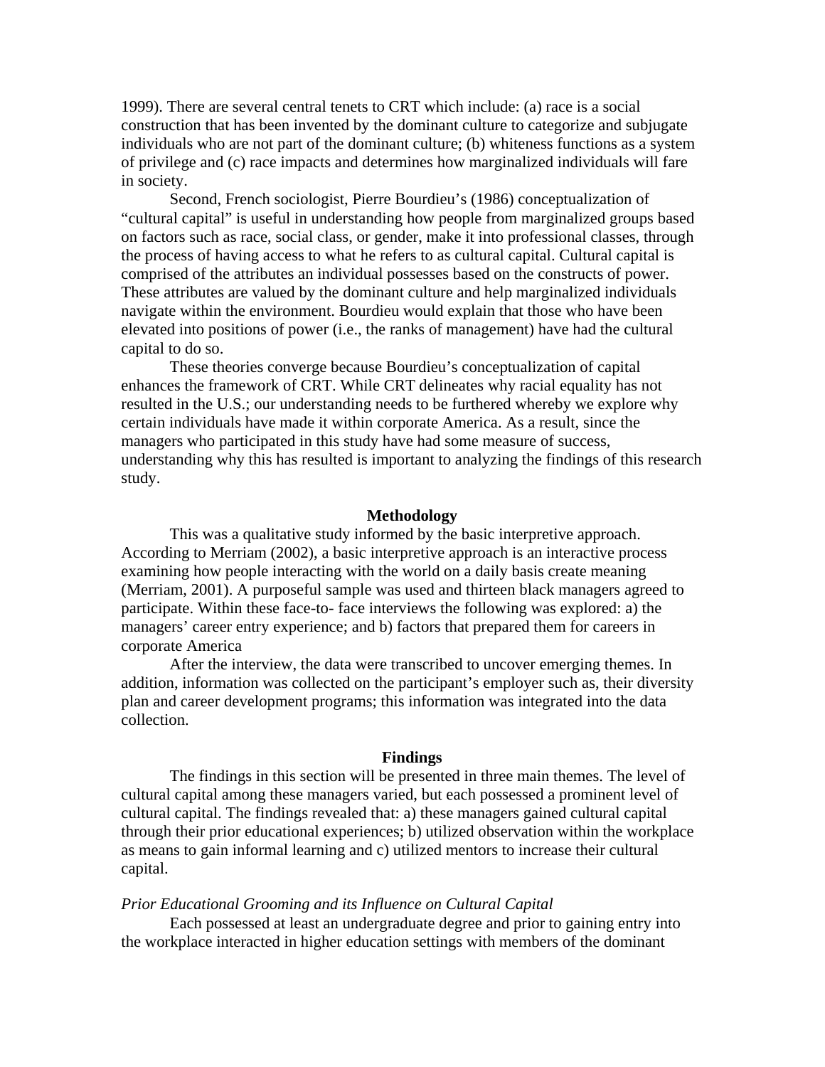1999). There are several central tenets to CRT which include: (a) race is a social construction that has been invented by the dominant culture to categorize and subjugate individuals who are not part of the dominant culture; (b) whiteness functions as a system of privilege and (c) race impacts and determines how marginalized individuals will fare in society.

Second, French sociologist, Pierre Bourdieu's (1986) conceptualization of "cultural capital" is useful in understanding how people from marginalized groups based on factors such as race, social class, or gender, make it into professional classes, through the process of having access to what he refers to as cultural capital. Cultural capital is comprised of the attributes an individual possesses based on the constructs of power. These attributes are valued by the dominant culture and help marginalized individuals navigate within the environment. Bourdieu would explain that those who have been elevated into positions of power (i.e., the ranks of management) have had the cultural capital to do so.

These theories converge because Bourdieu's conceptualization of capital enhances the framework of CRT. While CRT delineates why racial equality has not resulted in the U.S.; our understanding needs to be furthered whereby we explore why certain individuals have made it within corporate America. As a result, since the managers who participated in this study have had some measure of success, understanding why this has resulted is important to analyzing the findings of this research study.

## Methodology

This was a qualitative study informed by the basic interpretive approach. According to Merriam (2002), a basic interpretive approach is an interactive process examining how people interacting with the world on a daily basis create meaning (Merriam, 2001). A purposeful sample was used and thirteen black managers agreed to participate. Within these face-to- face interviews the following was explored: a) the managers' career entry experience; and b) factors that prepared them for careers in corporate America

After the interview, the data were transcribed to uncover emerging themes. In addition, information was collected on the participant's employer such as, their diversity plan and career development programs; this information was integrated into the data collection.

## Findings

The findings in this section will be presented in three main themes. The level of cultural capital among these managers varied, but each possessed a prominent level of cultural capital. The findings revealed that: a) these managers gained cultural capital through their prior educational experiences; b) utilized observation within the workplace as means to gain informal learning and c) utilized mentors to increase their cultural capital.

### *Prior Educational Grooming and its Influence on Cultural Capital*

Each possessed at least an undergraduate degree and prior to gaining entry into the workplace interacted in higher education settings with members of the dominant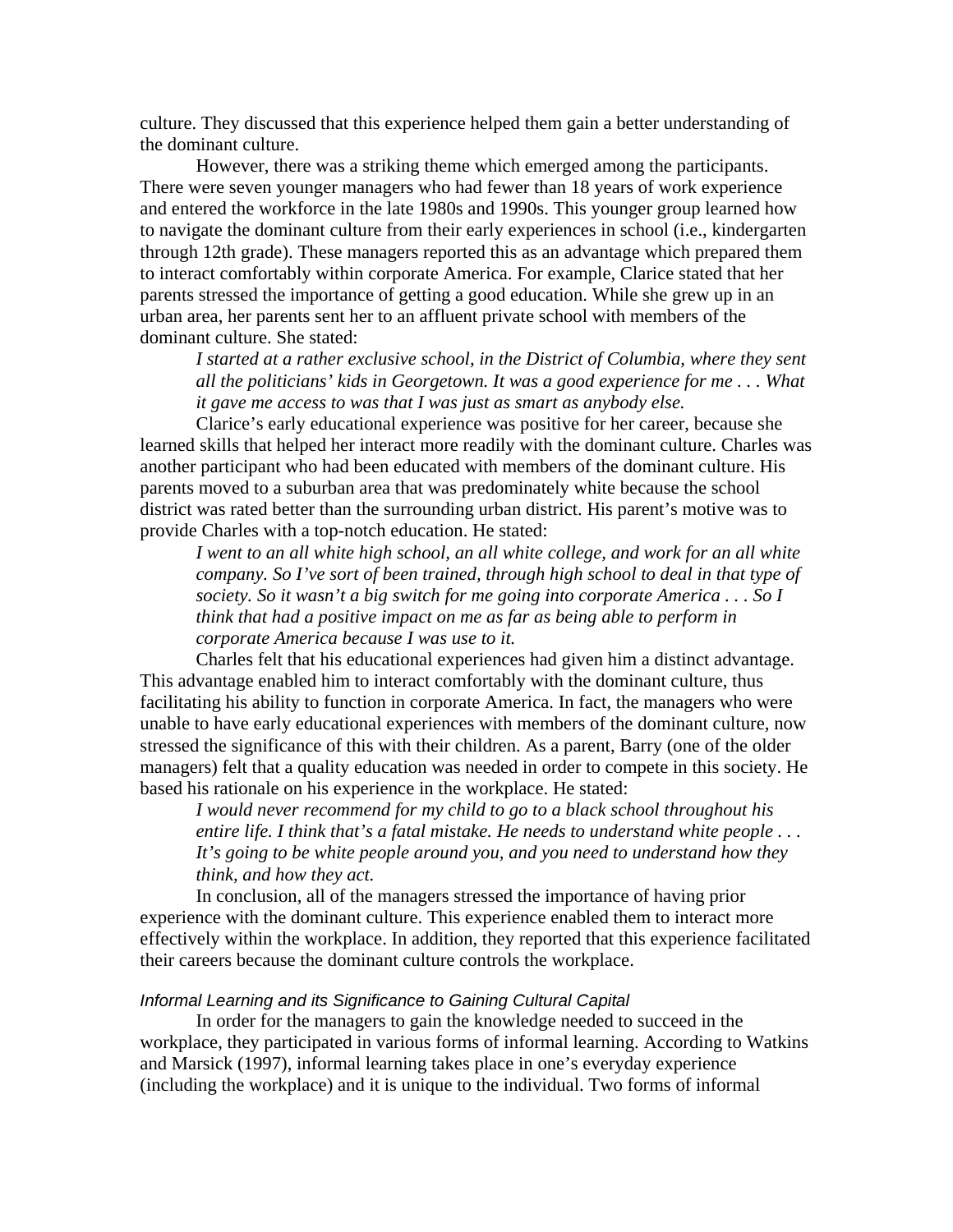culture. They discussed that this experience helped them gain a better understanding of the dominant culture.

However, there was a striking theme which emerged among the participants. There were seven younger managers who had fewer than 18 years of work experience and entered the workforce in the late 1980s and 1990s. This younger group learned how to navigate the dominant culture from their early experiences in school (i.e., kindergarten through 12th grade). These managers reported this as an advantage which prepared them to interact comfortably within corporate America. For example, Clarice stated that her parents stressed the importance of getting a good education. While she grew up in an urban area, her parents sent her to an affluent private school with members of the dominant culture. She stated:

> *I started at a rather exclusive school, in the District of Columbia, where they sent all the politicians' kids in Georgetown. It was a good experience for me . . . What it gave me access to was that I was just as smart as anybody else.*

Clarice's early educational experience was positive for her career, because she learned skills that helped her interact more readily with the dominant culture. Charles was another participant who had been educated with members of the dominant culture. His parents moved to a suburban area that was predominately white because the school district was rated better than the surrounding urban district. His parent's motive was to provide Charles with a top-notch education. He stated:

> *I went to an all white high school, an all white college, and work for an all white company. So I've sort of been trained, through high school to deal in that type of society. So it wasn't a big switch for me going into corporate America . . . So I think that had a positive impact on me as far as being able to perform in corporate America because I was use to it.*

Charles felt that his educational experiences had given him a distinct advantage. This advantage enabled him to interact comfortably with the dominant culture, thus facilitating his ability to function in corporate America. In fact, the managers who were unable to have early educational experiences with members of the dominant culture, now stressed the significance of this with their children. As a parent, Barry (one of the older managers) felt that a quality education was needed in order to compete in this society. He based his rationale on his experience in the workplace. He stated:

> *I would never recommend for my child to go to a black school throughout his entire life. I think that's a fatal mistake. He needs to understand white people . . . It's going to be white people around you, and you need to understand how they think, and how they act.*

In conclusion, all of the managers stressed the importance of having prior experience with the dominant culture. This experience enabled them to interact more effectively within the workplace. In addition, they reported that this experience facilitated their careers because the dominant culture controls the workplace.

### *Informal Learning and its Significance to Gaining Cultural Capital*

In order for the managers to gain the knowledge needed to succeed in the workplace, they participated in various forms of informal learning. According to Watkins and Marsick (1997), informal learning takes place in one's everyday experience (including the workplace) and it is unique to the individual. Two forms of informal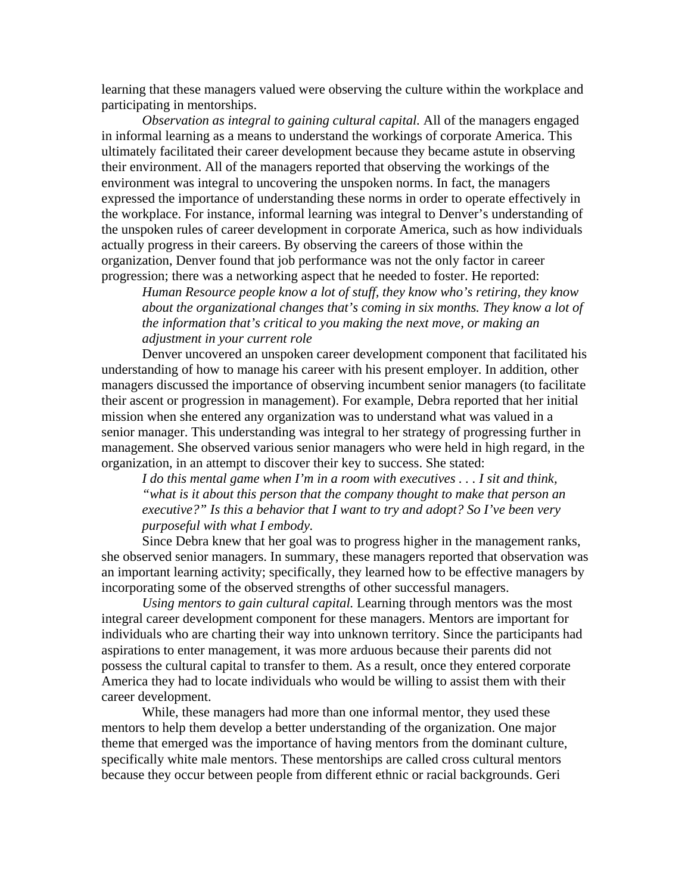learning that these managers valued were observing the culture within the workplace and participating in mentorships.

*Observation as integral to gaining cultural capital.* All of the managers engaged in informal learning as a means to understand the workings of corporate America. This ultimately facilitated their career development because they became astute in observing their environment. All of the managers reported that observing the workings of the environment was integral to uncovering the unspoken norms. In fact, the managers expressed the importance of understanding these norms in order to operate effectively in the workplace. For instance, informal learning was integral to Denver's understanding of the unspoken rules of career development in corporate America, such as how individuals actually progress in their careers. By observing the careers of those within the organization, Denver found that job performance was not the only factor in career progression; there was a networking aspect that he needed to foster. He reported:

> *Human Resource people know a lot of stuff, they know who's retiring, they know about the organizational changes that's coming in six months. They know a lot of the information that's critical to you making the next move, or making an adjustment in your current role*

Denver uncovered an unspoken career development component that facilitated his understanding of how to manage his career with his present employer. In addition, other managers discussed the importance of observing incumbent senior managers (to facilitate their ascent or progression in management). For example, Debra reported that her initial mission when she entered any organization was to understand what was valued in a senior manager. This understanding was integral to her strategy of progressing further in management. She observed various senior managers who were held in high regard, in the organization, in an attempt to discover their key to success. She stated:

> *I do this mental game when I'm in a room with executives . . . I sit and think, "what is it about this person that the company thought to make that person an executive?" Is this a behavior that I want to try and adopt? So I've been very purposeful with what I embody.*

Since Debra knew that her goal was to progress higher in the management ranks, she observed senior managers. In summary, these managers reported that observation was an important learning activity; specifically, they learned how to be effective managers by incorporating some of the observed strengths of other successful managers.

*Using mentors to gain cultural capital.* Learning through mentors was the most integral career development component for these managers. Mentors are important for individuals who are charting their way into unknown territory. Since the participants had aspirations to enter management, it was more arduous because their parents did not possess the cultural capital to transfer to them. As a result, once they entered corporate America they had to locate individuals who would be willing to assist them with their career development.

While, these managers had more than one informal mentor, they used these mentors to help them develop a better understanding of the organization. One major theme that emerged was the importance of having mentors from the dominant culture, specifically white male mentors. These mentorships are called cross cultural mentors because they occur between people from different ethnic or racial backgrounds. Geri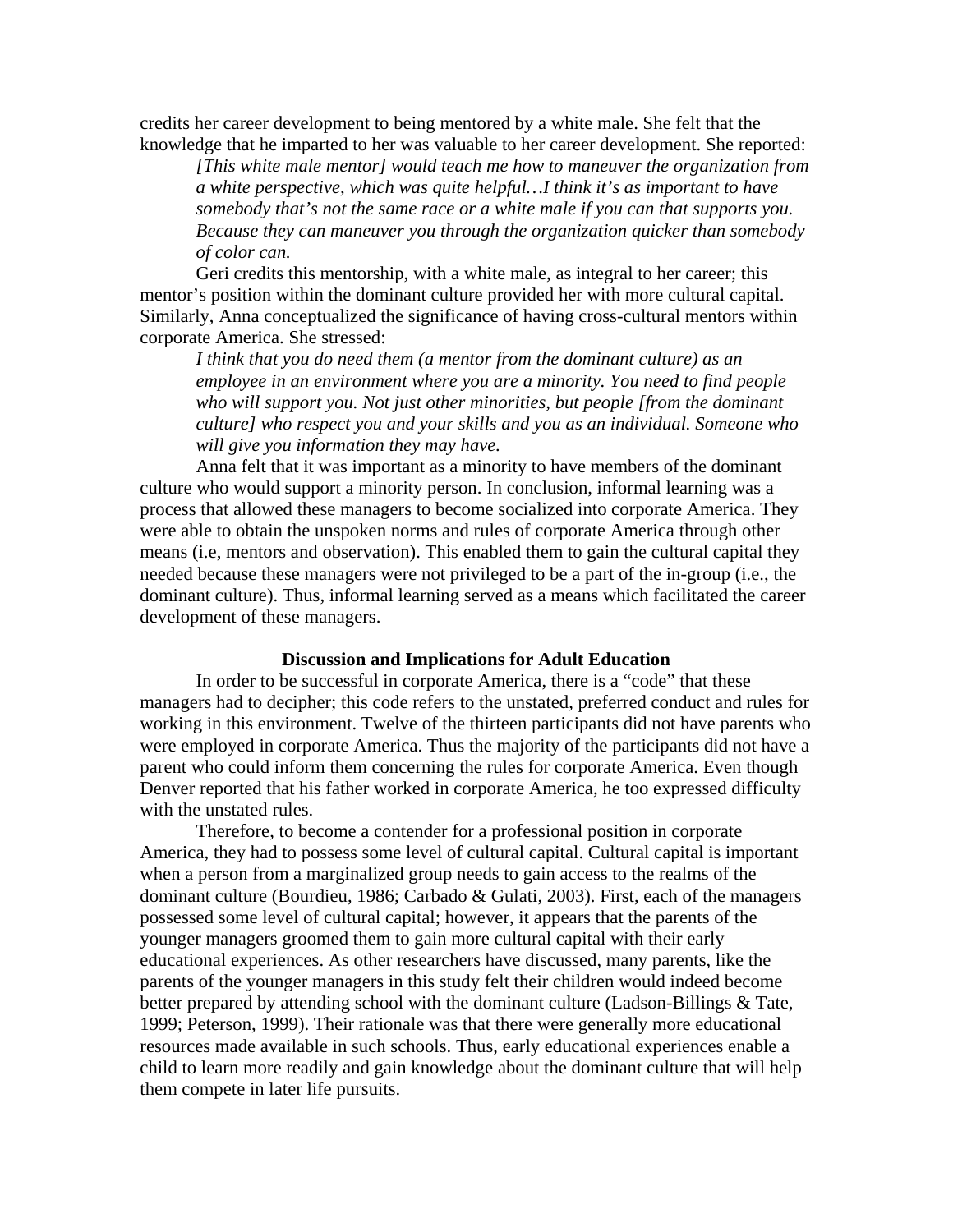credits her career development to being mentored by a white male. She felt that the knowledge that he imparted to her was valuable to her career development. She reported:

> *[This white male mentor] would teach me how to maneuver the organization from a white perspective, which was quite helpful…I think it's as important to have somebody that's not the same race or a white male if you can that supports you. Because they can maneuver you through the organization quicker than somebody of color can.*

Geri credits this mentorship, with a white male, as integral to her career; this mentor's position within the dominant culture provided her with more cultural capital. Similarly, Anna conceptualized the significance of having cross-cultural mentors within corporate America. She stressed:

> *I think that you do need them (a mentor from the dominant culture) as an employee in an environment where you are a minority. You need to find people who will support you. Not just other minorities, but people [from the dominant culture] who respect you and your skills and you as an individual. Someone who will give you information they may have.*

Anna felt that it was important as a minority to have members of the dominant culture who would support a minority person. In conclusion, informal learning was a process that allowed these managers to become socialized into corporate America. They were able to obtain the unspoken norms and rules of corporate America through other means (i.e, mentors and observation). This enabled them to gain the cultural capital they needed because these managers were not privileged to be a part of the in-group (i.e., the dominant culture). Thus, informal learning served as a means which facilitated the career development of these managers.

## Discussion and Implications for Adult Education

In order to be successful in corporate America, there is a "code" that these managers had to decipher; this code refers to the unstated, preferred conduct and rules for working in this environment. Twelve of the thirteen participants did not have parents who were employed in corporate America. Thus the majority of the participants did not have a parent who could inform them concerning the rules for corporate America. Even though Denver reported that his father worked in corporate America, he too expressed difficulty with the unstated rules.

Therefore, to become a contender for a professional position in corporate America, they had to possess some level of cultural capital. Cultural capital is important when a person from a marginalized group needs to gain access to the realms of the dominant culture (Bourdieu, 1986; Carbado & Gulati, 2003). First, each of the managers possessed some level of cultural capital; however, it appears that the parents of the younger managers groomed them to gain more cultural capital with their early educational experiences. As other researchers have discussed, many parents, like the parents of the younger managers in this study felt their children would indeed become better prepared by attending school with the dominant culture (Ladson-Billings & Tate, 1999; Peterson, 1999). Their rationale was that there were generally more educational resources made available in such schools. Thus, early educational experiences enable a child to learn more readily and gain knowledge about the dominant culture that will help them compete in later life pursuits.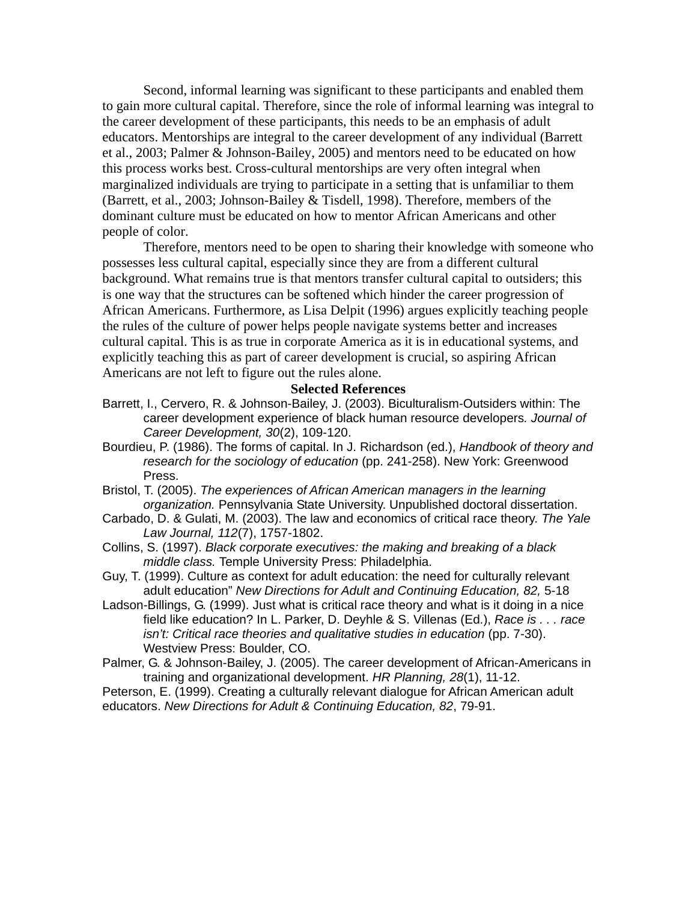Second, informal learning was significant to these participants and enabled them to gain more cultural capital. Therefore, since the role of informal learning was integral to the career development of these participants, this needs to be an emphasis of adult educators. Mentorships are integral to the career development of any individual (Barrett et al., 2003; Palmer & Johnson-Bailey, 2005) and mentors need to be educated on how this process works best. Cross-cultural mentorships are very often integral when marginalized individuals are trying to participate in a setting that is unfamiliar to them (Barrett, et al., 2003; Johnson-Bailey & Tisdell, 1998). Therefore, members of the dominant culture must be educated on how to mentor African Americans and other people of color.

Therefore, mentors need to be open to sharing their knowledge with someone who possesses less cultural capital, especially since they are from a different cultural background. What remains true is that mentors transfer cultural capital to outsiders; this is one way that the structures can be softened which hinder the career progression of African Americans. Furthermore, as Lisa Delpit (1996) argues explicitly teaching people the rules of the culture of power helps people navigate systems better and increases cultural capital. This is as true in corporate America as it is in educational systems, and explicitly teaching this as part of career development is crucial, so aspiring African Americans are not left to figure out the rules alone.

## Selected References

Barrett, I., Cervero, R. & Johnson-Bailey, J. (2003). Biculturalism-Outsiders within: The career development experience of black human resource developers. *Journal of Career Development, 30*(2), 109-120.

Bourdieu, P. (1986). The forms of capital. In J. Richardson (ed.), *Handbook of theory and research for the sociology of education* (pp. 241-258). New York: Greenwood Press.

Bristol, T. (2005). *The experiences of African American managers in the learning organization.* Pennsylvania State University. Unpublished doctoral dissertation.

Carbado, D. & Gulati, M. (2003). The law and economics of critical race theory. *The Yale Law Journal, 112*(7), 1757-1802.

Collins, S. (1997). *Black corporate executives: the making and breaking of a black middle class.* Temple University Press: Philadelphia.

Guy, T. (1999). Culture as context for adult education: the need for culturally relevant adult education" *New Directions for Adult and Continuing Education, 82,* 5-18

Ladson-Billings, G. (1999). Just what is critical race theory and what is it doing in a nice field like education? In L. Parker, D. Deyhle & S. Villenas (Ed.), *Race is . . . race isn't: Critical race theories and qualitative studies in education* (pp. 7-30). Westview Press: Boulder, CO.

Palmer, G. & Johnson-Bailey, J. (2005). The career development of African-Americans in training and organizational development. *HR Planning, 28*(1), 11-12.

Peterson, E. (1999). Creating a culturally relevant dialogue for African American adult educators. *New Directions for Adult & Continuing Education, 82*, 79-91.